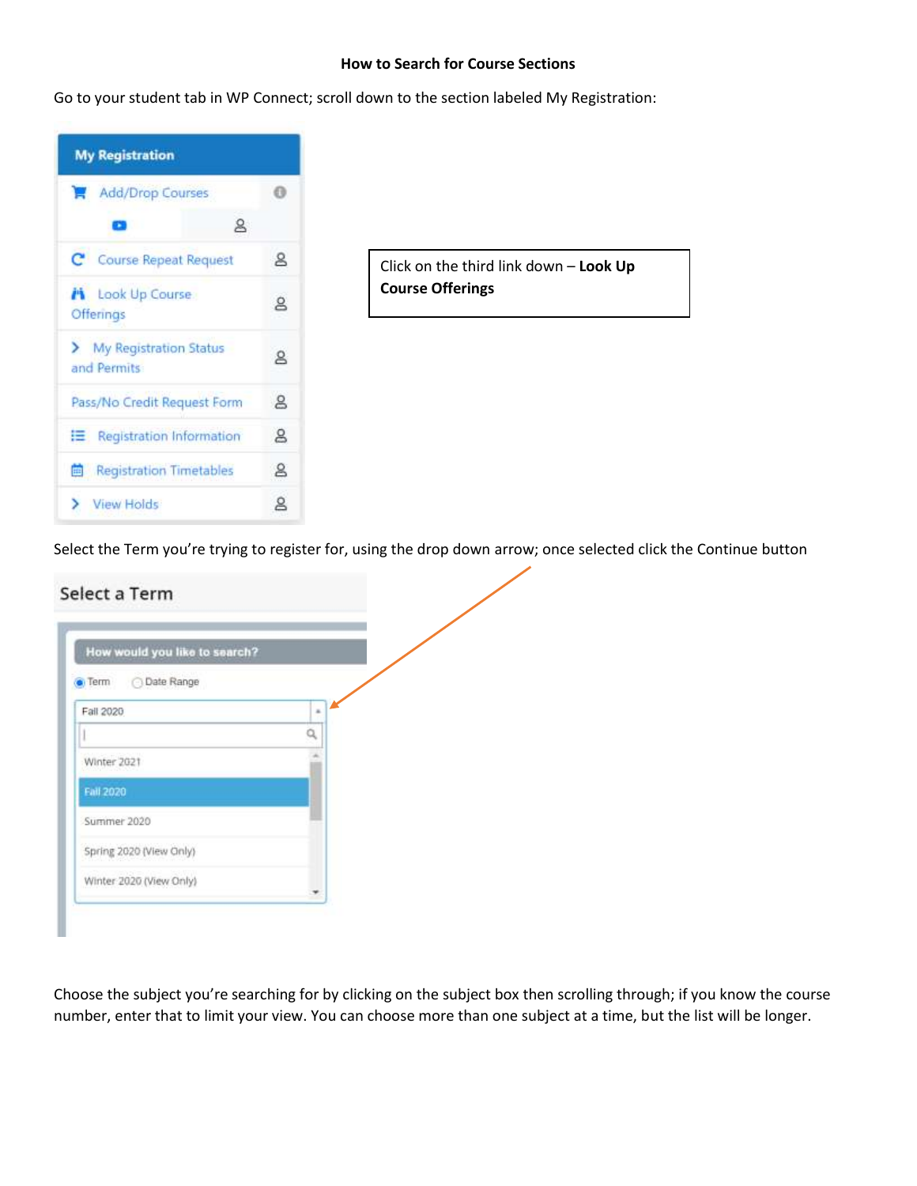# How to Search for Course Sections

Go to your student tab in WP Connect; scroll down to the section labeled My Registration:

**My Registration**

- Add/Drop Courses
- Course Repeat Request
- Look Up Course Offerings
- My Registration Status and Permits
- Pass/No Credit Request Form
- Registration Information
- Registration Timetables
- View Holds

Click on the third link down – **Look Up Course Offerings**

Select the Term you're trying to register for, using the drop down arrow; once selected click the Continue button

**Select a Term**

How would you like to search?

- Term
- Date Range

Fall 2020

- Winter 2021
- Fall 2020
- Summer 2020
- Spring 2020 (View Only)
- Winter 2020 (View Only)

Choose the subject you're searching for by clicking on the subject box then scrolling through; if you know the course number, enter that to limit your view. You can choose more than one subject at a time, but the list will be longer.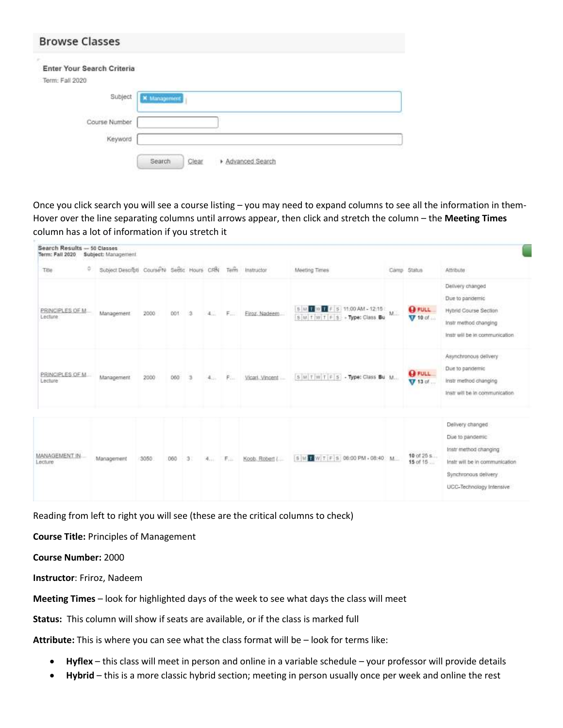## Browse Classes

**Enter Your Search Criteria**

Term: Fall 2020

Subject: Management

Course Number:

Keyword:

Search | Clear | Advanced Search

Once you click search you will see a course listing – you may need to expand columns to see all the information in them-Hover over the line separating columns until arrows appear, then click and stretch the column – the **Meeting Times** column has a lot of information if you stretch it

**Search Results — 50 Classes**
**Term:** Fall 2020 **Subject:** Management

| Title | Subject Descripti | CourseN | Sectic | Hours | CRN | Term | Instructor | Meeting Times | Camp | Status | Attribute |
|---|---|---|---|---|---|---|---|---|---|---|---|
| PRINCIPLES OF M... Lecture | Management | 2000 | 001 | 3 | 4... | F... | Firoz, Nadeem... | S M T W T F S 11:00 AM - 12:15 / S M T W T F S - Type: Class Bu | M... | FULL 10 of ... | Delivery changed Due to pandemic Hybrid Course Section Instr method changing Instr will be in communication |
| PRINCIPLES OF M... Lecture | Management | 2000 | 060 | 3 | 4... | F... | Vicari, Vincent ... | S M T W T F S - Type: Class Bu | M... | FULL 13 of ... | Asynchronous delivery Due to pandemic Instr method changing Instr will be in communication |
| MANAGEMENT IN... Lecture | Management | 3050 | 060 | 3 | 4... | F... | Koob, Robert (... | S M T W T F S 06:00 PM - 08:40 | M... | 10 of 25 s... 15 of 15 ... | Delivery changed Due to pandemic Instr method changing Instr will be in communication Synchronous delivery UCC-Technology Intensive |

Reading from left to right you will see (these are the critical columns to check)

**Course Title:** Principles of Management

**Course Number:** 2000

**Instructor**: Friroz, Nadeem

**Meeting Times** – look for highlighted days of the week to see what days the class will meet

**Status:** This column will show if seats are available, or if the class is marked full

**Attribute:** This is where you can see what the class format will be – look for terms like:

- **Hyflex** – this class will meet in person and online in a variable schedule – your professor will provide details
- **Hybrid** – this is a more classic hybrid section; meeting in person usually once per week and online the rest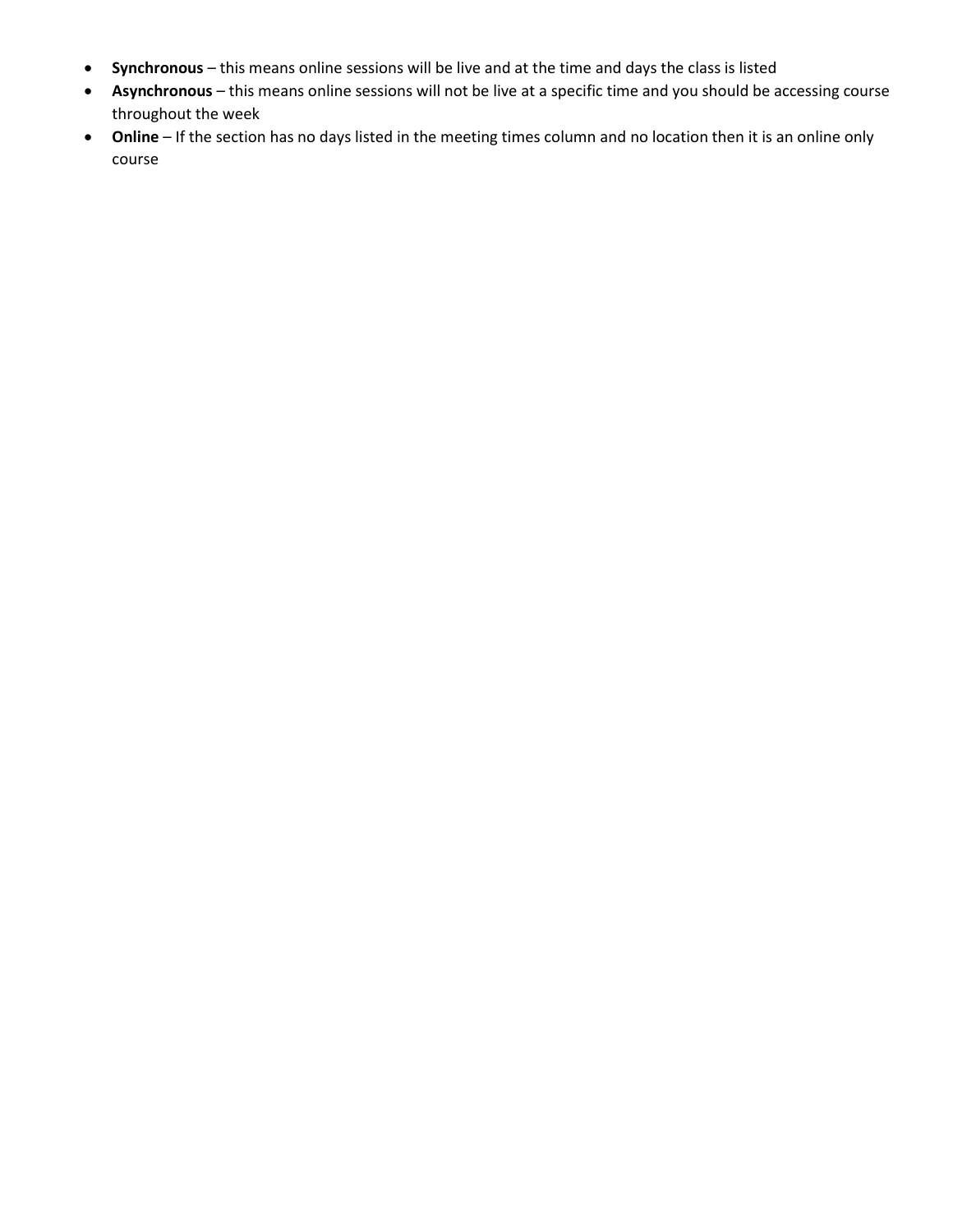- **Synchronous** – this means online sessions will be live and at the time and days the class is listed
- **Asynchronous** – this means online sessions will not be live at a specific time and you should be accessing course throughout the week
- **Online** – If the section has no days listed in the meeting times column and no location then it is an online only course